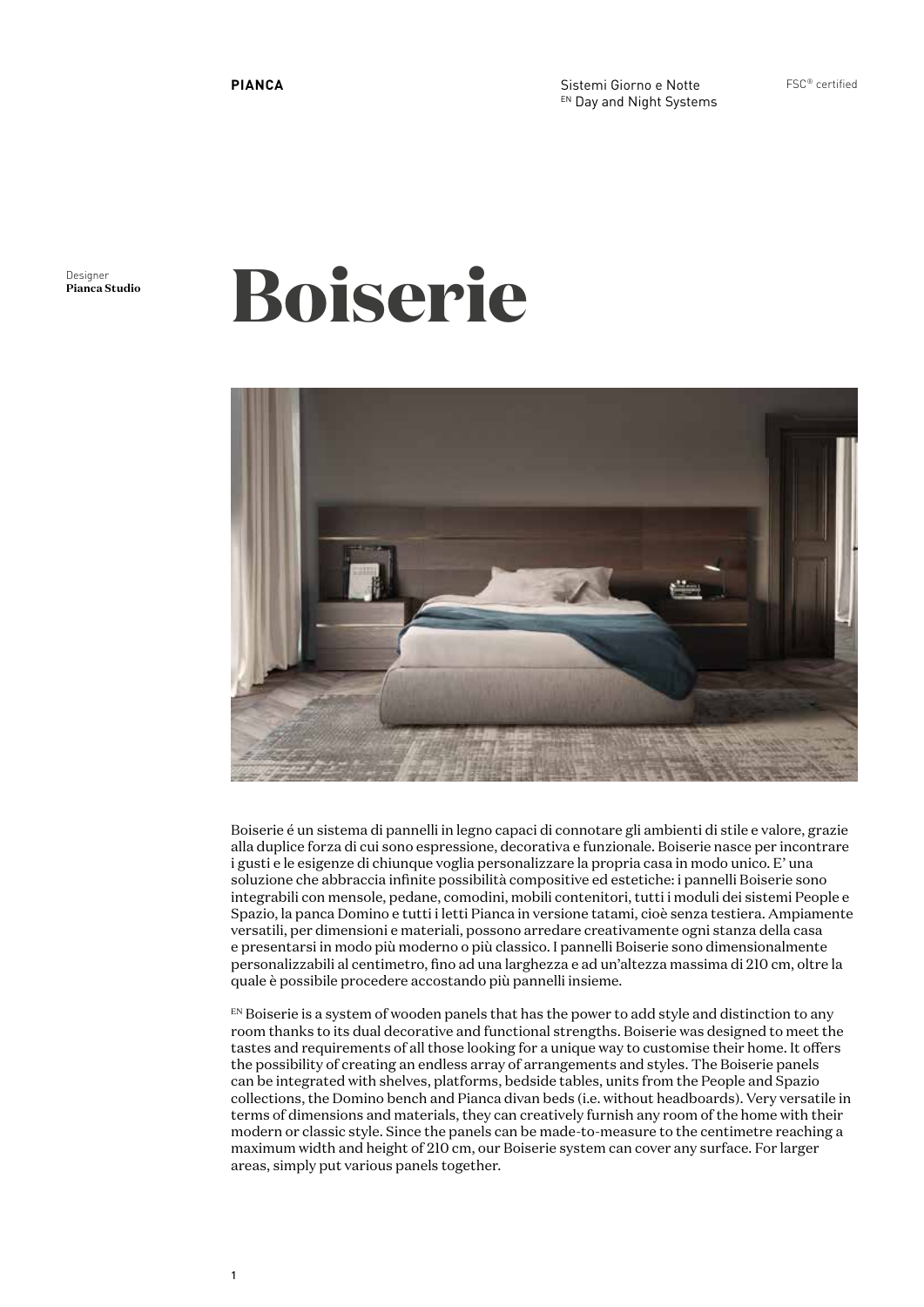**PIANCA**

Sistemi Giorno e Notte
EN Day and Night Systems

FSC® certified

Designer
**Pianca Studio**

# Boiserie

Boiserie é un sistema di pannelli in legno capaci di connotare gli ambienti di stile e valore, grazie alla duplice forza di cui sono espressione, decorativa e funzionale. Boiserie nasce per incontrare i gusti e le esigenze di chiunque voglia personalizzare la propria casa in modo unico. E' una soluzione che abbraccia infinite possibilità compositive ed estetiche: i pannelli Boiserie sono integrabili con mensole, pedane, comodini, mobili contenitori, tutti i moduli dei sistemi People e Spazio, la panca Domino e tutti i letti Pianca in versione tatami, cioè senza testiera. Ampiamente versatili, per dimensioni e materiali, possono arredare creativamente ogni stanza della casa e presentarsi in modo più moderno o più classico. I pannelli Boiserie sono dimensionalmente personalizzabili al centimetro, fino ad una larghezza e ad un'altezza massima di 210 cm, oltre la quale è possibile procedere accostando più pannelli insieme.

EN Boiserie is a system of wooden panels that has the power to add style and distinction to any room thanks to its dual decorative and functional strengths. Boiserie was designed to meet the tastes and requirements of all those looking for a unique way to customise their home. It offers the possibility of creating an endless array of arrangements and styles. The Boiserie panels can be integrated with shelves, platforms, bedside tables, units from the People and Spazio collections, the Domino bench and Pianca divan beds (i.e. without headboards). Very versatile in terms of dimensions and materials, they can creatively furnish any room of the home with their modern or classic style. Since the panels can be made-to-measure to the centimetre reaching a maximum width and height of 210 cm, our Boiserie system can cover any surface. For larger areas, simply put various panels together.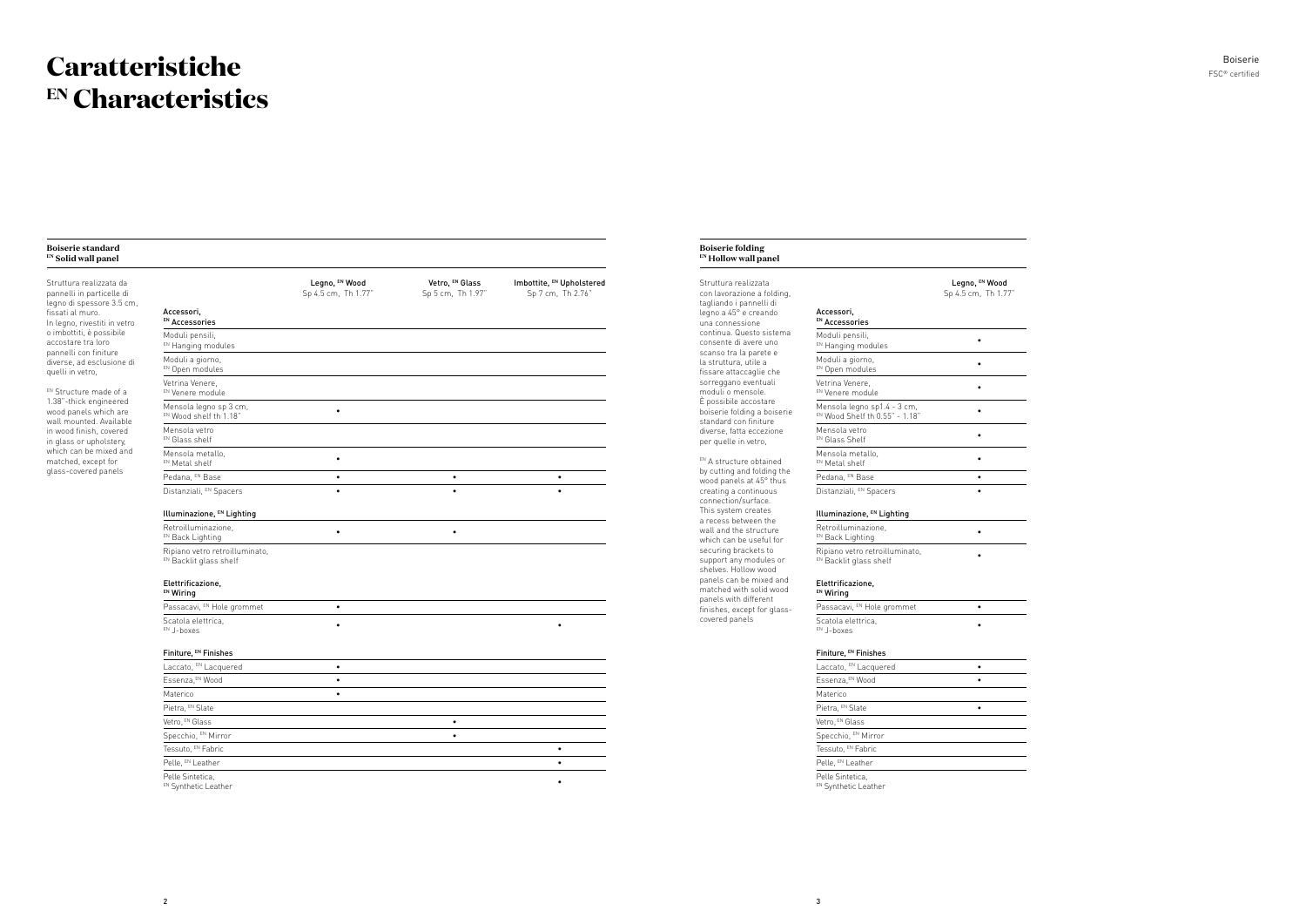# Caratteristiche
# EN Characteristics

## Boiserie standard
### EN Solid wall panel

Struttura realizzata da pannelli in particelle di legno di spessore 3.5 cm, fissati al muro. In legno, rivestiti in vetro o imbottiti, è possibile accostare tra loro pannelli con finiture diverse, ad esclusione di quelli in vetro.

EN Structure made of a 1.38"-thick engineered wood panels which are wall mounted. Available in wood finish, covered in glass or upholstery, which can be mixed and matched, except for glass-covered panels

| | Legno, EN Wood Sp 4.5 cm, Th 1.77" | Vetro, EN Glass Sp 5 cm, Th 1.97" | Imbottite, EN Upholstered Sp 7 cm, Th 2.76" |
|---|---|---|---|
| **Accessori, EN Accessories** | | | |
| Moduli pensili, EN Hanging modules | | | |
| Moduli a giorno, EN Open modules | | | |
| Vetrina Venere, EN Venere module | | | |
| Mensola legno sp 3 cm, EN Wood shelf th 1.18" | • | | |
| Mensola vetro EN Glass shelf | | | |
| Mensola metallo, EN Metal shelf | • | | |
| Pedana, EN Base | • | • | • |
| Distanziali, EN Spacers | • | • | • |
| **Illuminazione, EN Lighting** | | | |
| Retroilluminazione, EN Back Lighting | • | • | |
| Ripiano vetro retroilluminato, EN Backlit glass shelf | | | |
| **Elettrificazione, EN Wiring** | | | |
| Passacavi, EN Hole grommet | • | | |
| Scatola elettrica, EN J-boxes | • | | • |
| **Finiture, EN Finishes** | | | |
| Laccato, EN Lacquered | • | | |
| Essenza, EN Wood | • | | |
| Materico | • | | |
| Pietra, EN Slate | | | |
| Vetro, EN Glass | | • | |
| Specchio, EN Mirror | | • | |
| Tessuto, EN Fabric | | | • |
| Pelle, EN Leather | | | • |
| Pelle Sintetica, EN Synthetic Leather | | | • |

## Boiserie folding
### EN Hollow wall panel

Struttura realizzata con lavorazione a folding, tagliando i pannelli di legno a 45° e creando una connessione continua. Questo sistema consente di avere uno scanso tra la parete e la struttura, utile a fissare attaccaglie che sorreggano eventuali moduli o mensole. È possibile accostare boiserie folding a boiserie standard con finiture diverse, fatta eccezione per quelle in vetro.

EN A structure obtained by cutting and folding the wood panels at 45° thus creating a continuous connection/surface. This system creates a recess between the wall and the structure which can be useful for securing brackets to support any modules or shelves. Hollow wood panels can be mixed and matched with solid wood panels with different finishes, except for glass-covered panels

| | Legno, EN Wood Sp 4.5 cm, Th 1.77" |
|---|---|
| **Accessori, EN Accessories** | |
| Moduli pensili, EN Hanging modules | • |
| Moduli a giorno, EN Open modules | • |
| Vetrina Venere, EN Venere module | • |
| Mensola legno sp1.4 - 3 cm, EN Wood Shelf th 0.55" - 1.18" | • |
| Mensola vetro EN Glass Shelf | • |
| Mensola metallo, EN Metal shelf | • |
| Pedana, EN Base | • |
| Distanziali, EN Spacers | • |
| **Illuminazione, EN Lighting** | |
| Retroilluminazione, EN Back Lighting | • |
| Ripiano vetro retroilluminato, EN Backlit glass shelf | • |
| **Elettrificazione, EN Wiring** | |
| Passacavi, EN Hole grommet | • |
| Scatola elettrica, EN J-boxes | • |
| **Finiture, EN Finishes** | |
| Laccato, EN Lacquered | • |
| Essenza, EN Wood | • |
| Materico | |
| Pietra, EN Slate | • |
| Vetro, EN Glass | |
| Specchio, EN Mirror | |
| Tessuto, EN Fabric | |
| Pelle, EN Leather | |
| Pelle Sintetica, EN Synthetic Leather | |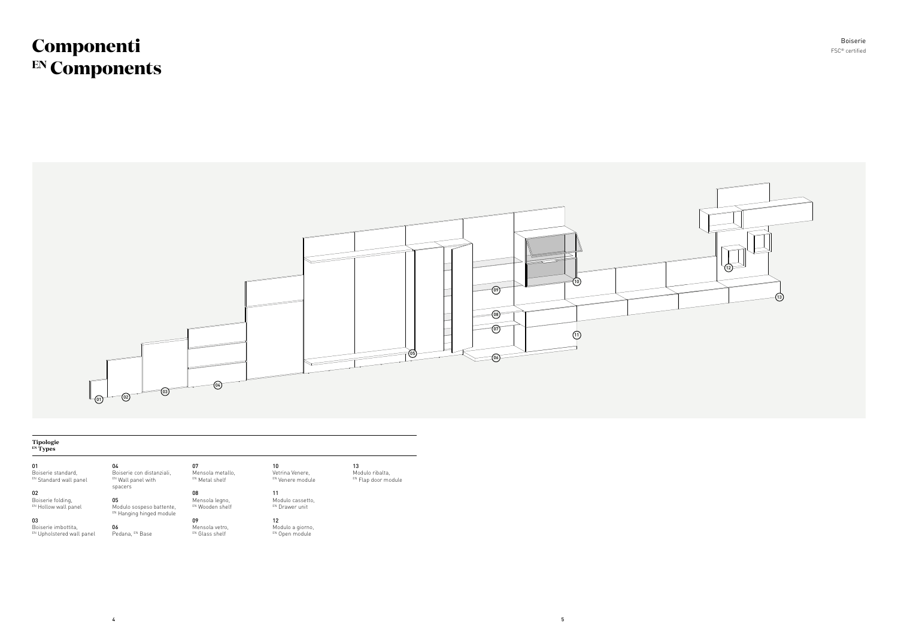# Componenti
# EN Components

Boiserie
FSC® certified

**Tipologie**
**EN Types**

01
Boiserie standard,
EN Standard wall panel

02
Boiserie folding,
EN Hollow wall panel

03
Boiserie imbottita,
EN Upholstered wall panel

04
Boiserie con distanziali,
EN Wall panel with spacers

05
Modulo sospeso battente,
EN Hanging hinged module

06
Pedana, EN Base

07
Mensola metallo,
EN Metal shelf

08
Mensola legno,
EN Wooden shelf

09
Mensola vetro,
EN Glass shelf

10
Vetrina Venere,
EN Venere module

11
Modulo cassetto,
EN Drawer unit

12
Modulo a giorno,
EN Open module

13
Modulo ribalta,
EN Flap door module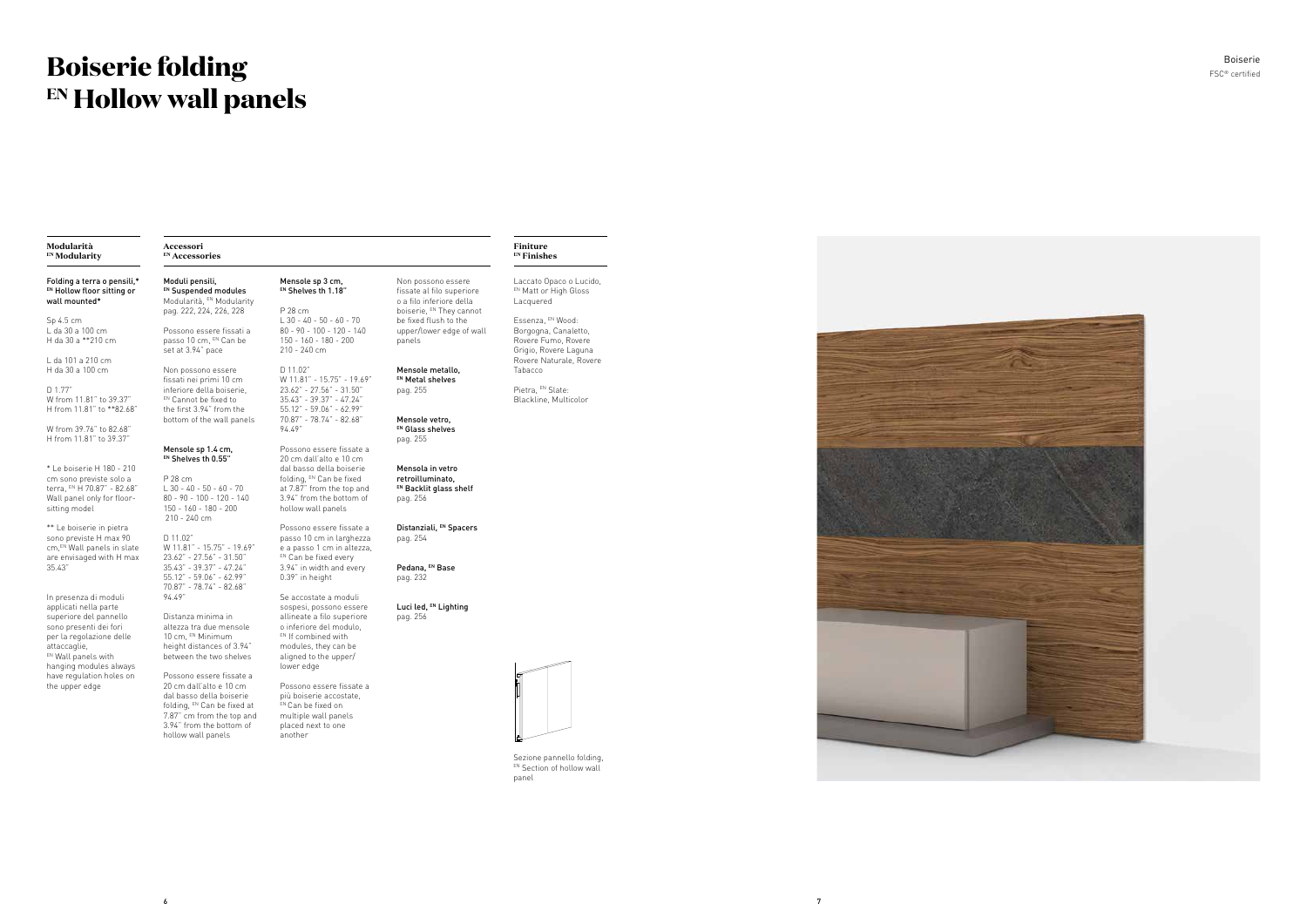# Boiserie folding
# EN Hollow wall panels

Boiserie
FSC® certified

## Modularità
### EN Modularity

**Folding a terra o pensili,* EN Hollow floor sitting or wall mounted***

Sp 4.5 cm
L da 30 a 100 cm
H da 30 a **210 cm

L da 101 a 210 cm
H da 30 a 100 cm

D 1.77"
W from 11.81" to 39.37"
H from 11.81" to **82.68"

W from 39.76" to 82.68"
H from 11.81" to 39.37"

* Le boiserie H 180 - 210 cm sono previste solo a terra, EN H 70.87" - 82.68" Wall panel only for floor-sitting model

** Le boiserie in pietra sono previste H max 90 cm, EN Wall panels in slate are envisaged with H max 35.43"

In presenza di moduli applicati nella parte superiore del pannello sono presenti dei fori per la regolazione delle attaccaglie, EN Wall panels with hanging modules always have regulation holes on the upper edge

## Accessori
### EN Accessories

**Moduli pensili, EN Suspended modules**
Modularità, EN Modularity
pag. 222, 224, 226, 228

Possono essere fissati a passo 10 cm, EN Can be set at 3.94" pace

Non possono essere fissati nei primi 10 cm inferiore della boiserie, EN Cannot be fixed to the first 3.94" from the bottom of the wall panels

**Mensole sp 1.4 cm, EN Shelves th 0.55"**

P 28 cm
L 30 - 40 - 50 - 60 - 70
80 - 90 - 100 - 120 - 140
150 - 160 - 180 - 200
210 - 240 cm

D 11.02"
W 11.81" - 15.75" - 19.69"
23.62" - 27.56" - 31.50"
35.43" - 39.37" - 47.24"
55.12" - 59.06" - 62.99"
70.87" - 78.74" - 82.68"
94.49"

Distanza minima in altezza tra due mensole 10 cm, EN Minimum height distances of 3.94" between the two shelves

Possono essere fissate a 20 cm dall'alto e 10 cm dal basso della boiserie folding, EN Can be fixed at 7.87" cm from the top and 3.94" from the bottom of hollow wall panels

**Mensole sp 3 cm, EN Shelves th 1.18"**

P 28 cm
L 30 - 40 - 50 - 60 - 70
80 - 90 - 100 - 120 - 140
150 - 160 - 180 - 200
210 - 240 cm

D 11.02"
W 11.81" - 15.75" - 19.69"
23.62" - 27.56" - 31.50"
35.43" - 39.37" - 47.24"
55.12" - 59.06" - 62.99"
70.87" - 78.74" - 82.68"
94.49"

Possono essere fissate a 20 cm dall'alto e 10 cm dal basso della boiserie folding, EN Can be fixed at 7.87" from the top and 3.94" from the bottom of hollow wall panels

Possono essere fissate a passo 10 cm in larghezza e a passo 1 cm in altezza, EN Can be fixed every 3.94" in width and every 0.39" in height

Se accostate a moduli sospesi, possono essere allineate a filo superiore o inferiore del modulo, EN If combined with modules, they can be aligned to the upper/lower edge

Possono essere fissate a più boiserie accostate, EN Can be fixed on multiple wall panels placed next to one another

Non possono essere fissate al filo superiore o a filo inferiore della boiserie, EN They cannot be fixed flush to the upper/lower edge of wall panels

**Mensole metallo, EN Metal shelves**
pag. 255

**Mensole vetro, EN Glass shelves**
pag. 255

**Mensola in vetro retroilluminato, EN Backlit glass shelf**
pag. 256

**Distanziali, EN Spacers**
pag. 254

**Pedana, EN Base**
pag. 232

**Luci led, EN Lighting**
pag. 256

## Finiture
### EN Finishes

Laccato Opaco o Lucido, EN Matt or High Gloss Lacquered

Essenza, EN Wood: Borgogna, Canaletto, Rovere Fumo, Rovere Grigio, Rovere Laguna Rovere Naturale, Rovere Tabacco

Pietra, EN Slate: Blackline, Multicolor

Sezione pannello folding, EN Section of hollow wall panel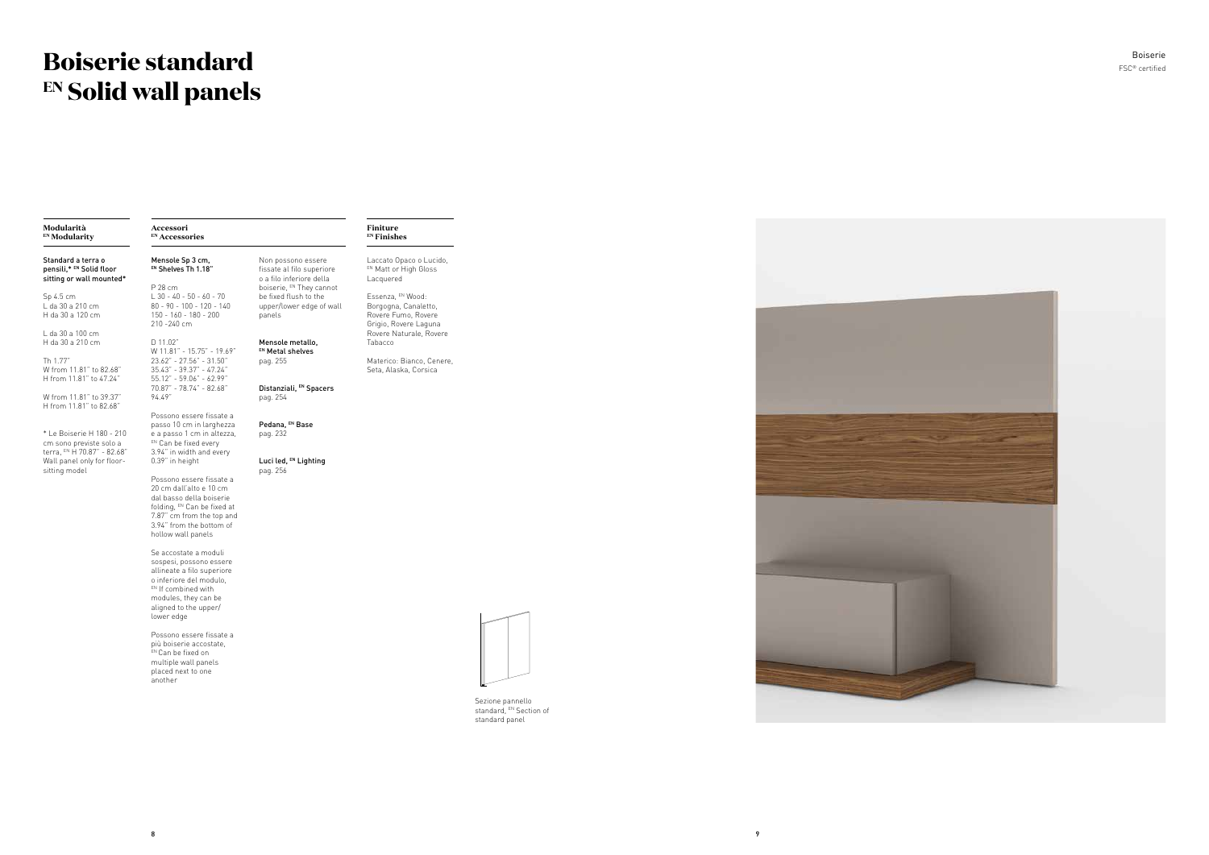# Boiserie standard
# EN Solid wall panels

Boiserie
FSC® certified

### Modularità
### EN Modularity

**Standard a terra o pensili,* EN Solid floor sitting or wall mounted***

Sp 4.5 cm
L da 30 a 210 cm
H da 30 a 120 cm

L da 30 a 100 cm
H da 30 a 210 cm

Th 1.77"
W from 11.81" to 82.68"
H from 11.81" to 47.24"

W from 11.81" to 39.37"
H from 11.81" to 82.68"

* Le Boiserie H 180 - 210 cm sono previste solo a terra, EN H 70.87" - 82.68" Wall panel only for floor-sitting model

### Accessori
### EN Accessories

**Mensole Sp 3 cm, EN Shelves Th 1.18"**

P 28 cm
L 30 - 40 - 50 - 60 - 70
80 - 90 - 100 - 120 - 140
150 - 160 - 180 - 200
210 -240 cm

D 11.02"
W 11.81" - 15.75" - 19.69"
23.62" - 27.56" - 31.50"
35.43" - 39.37" - 47.24"
55.12" - 59.06" - 62.99"
70.87" - 78.74" - 82.68"
94.49"

Possono essere fissate a passo 10 cm in larghezza e a passo 1 cm in altezza, EN Can be fixed every 3.94" in width and every 0.39" in height

Possono essere fissate a 20 cm dall'alto e 10 cm dal basso della boiserie folding, EN Can be fixed at 7.87" cm from the top and 3.94" from the bottom of hollow wall panels

Se accostate a moduli sospesi, possono essere allineate a filo superiore o inferiore del modulo, EN If combined with modules, they can be aligned to the upper/ lower edge

Possono essere fissate a più boiserie accostate, EN Can be fixed on multiple wall panels placed next to one another

Non possono essere fissate al filo superiore o a filo inferiore della boiserie, EN They cannot be fixed flush to the upper/lower edge of wall panels

**Mensole metallo, EN Metal shelves**
pag. 255

**Distanziali, EN Spacers**
pag. 254

**Pedana, EN Base**
pag. 232

**Luci led, EN Lighting**
pag. 256

### Finiture
### EN Finishes

Laccato Opaco o Lucido, EN Matt or High Gloss Lacquered

Essenza, EN Wood: Borgogna, Canaletto, Rovere Fumo, Rovere Grigio, Rovere Laguna Rovere Naturale, Rovere Tabacco

Materico: Bianco, Cenere, Seta, Alaska, Corsica

Sezione pannello standard, EN Section of standard panel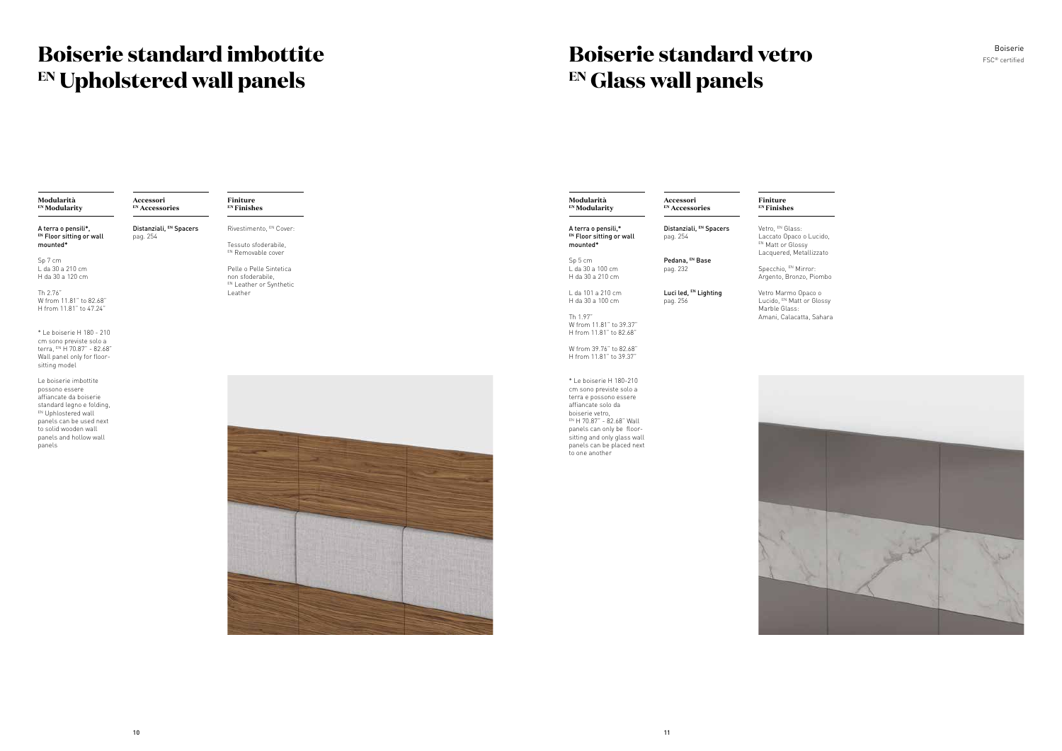# Boiserie standard imbottite
# EN Upholstered wall panels

**Modularità**
**EN Modularity**

A terra o pensili*, EN Floor sitting or wall mounted*

Sp 7 cm
L da 30 a 210 cm
H da 30 a 120 cm

Th 2.76"
W from 11.81" to 82.68"
H from 11.81" to 47.24"

* Le boiserie H 180 - 210 cm sono previste solo a terra, EN H 70.87" - 82.68" Wall panel only for floor-sitting model

Le boiserie imbottite possono essere affiancate da boiserie standard legno e folding, EN Uphlostered wall panels can be used next to solid wooden wall panels and hollow wall panels

**Accessori**
**EN Accessories**

Distanziali, EN Spacers
pag. 254

**Finiture**
**EN Finishes**

Rivestimento, EN Cover:

Tessuto sfoderabile, EN Removable cover

Pelle o Pelle Sintetica non sfoderabile, EN Leather or Synthetic Leather

# Boiserie standard vetro
# EN Glass wall panels

Boiserie
FSC® certified

**Modularità**
**EN Modularity**

A terra o pensili,* EN Floor sitting or wall mounted*

Sp 5 cm
L da 30 a 100 cm
H da 30 a 210 cm

L da 101 a 210 cm
H da 30 a 100 cm

Th 1.97"
W from 11.81" to 39.37"
H from 11.81" to 82.68"

W from 39.76" to 82.68"
H from 11.81" to 39.37"

* Le boiserie H 180-210 cm sono previste solo a terra e possono essere affiancate solo da boiserie vetro, EN H 70.87" - 82.68" Wall panels can only be floor-sitting and only glass wall panels can be placed next to one another

**Accessori**
**EN Accessories**

Distanziali, EN Spacers
pag. 254

Pedana, EN Base
pag. 232

Luci led, EN Lighting
pag. 256

**Finiture**
**EN Finishes**

Vetro, EN Glass:
Laccato Opaco o Lucido, EN Matt or Glossy Lacquered, Metallizzato

Specchio, EN Mirror:
Argento, Bronzo, Piombo

Vetro Marmo Opaco o Lucido, EN Matt or Glossy Marble Glass:
Amani, Calacatta, Sahara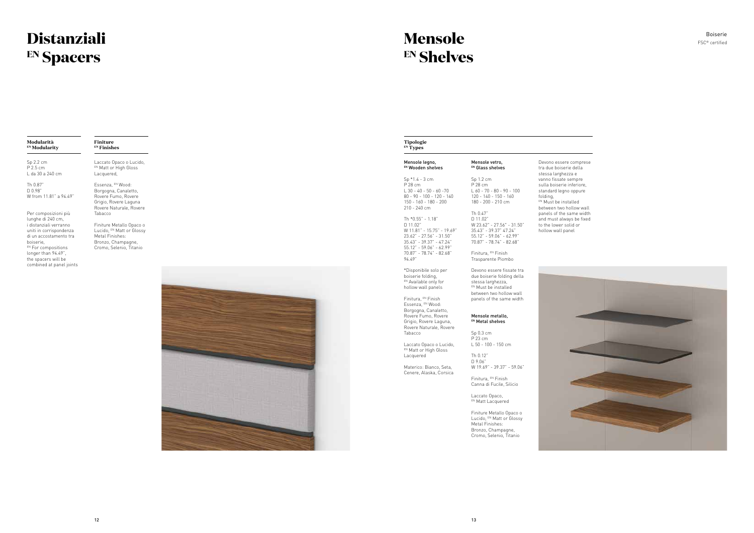# Distanziali
# EN Spacers

**Modularità**
**EN Modularity**

Sp 2.2 cm
P 2.5 cm
L da 30 a 240 cm

Th 0.87"
D 0.98"
W from 11.81" a 94.49"

Per composizioni più lunghe di 240 cm, i distanziali verranno uniti in corrispondenza di un accostamento tra boiserie,
EN For compositions longer than 94.49", the spacers will be combined at panel joints

**Finiture**
**EN Finishes**

Laccato Opaco o Lucido, EN Matt or High Gloss Lacquered,

Essenza, EN Wood: Borgogna, Canaletto, Rovere Fumo, Rovere Grigio, Rovere Laguna Rovere Naturale, Rovere Tabacco

Finiture Metallo Opaco o Lucido, EN Matt or Glossy Metal Finishes: Bronzo, Champagne, Cromo, Selenio, Titanio

# Mensole
# EN Shelves

Boiserie
FSC® certified

**Tipologie**
**EN Types**

**Mensole legno,**
**EN Wooden shelves**

Sp *1.4 - 3 cm
P 28 cm
L 30 - 40 - 50 - 60 -70
80 - 90 - 100 - 120 - 140
150 - 160 - 180 - 200
210 - 240 cm

Th *0.55" - 1.18"
D 11.02"
W 11.81" - 15.75" - 19.69"
23.62" - 27.56" - 31.50"
35.43" - 39.37" - 47.24"
55.12" - 59.06" - 62.99"
70.87" - 78.74" - 82.68"
94.49"

*Disponibile solo per boiserie folding,
EN Available only for hollow wall panels

Finitura, EN Finish
Essenza, EN Wood: Borgogna, Canaletto, Rovere Fumo, Rovere Grigio, Rovere Laguna, Rovere Naturale, Rovere Tabacco

Laccato Opaco o Lucido, EN Matt or High Gloss Lacquered

Materico: Bianco, Seta, Cenere, Alaska, Corsica

**Mensole vetro,**
**EN Glass shelves**

Sp 1.2 cm
P 28 cm
L 60 - 70 - 80 - 90 - 100
120 - 140 - 150 - 160
180 - 200 - 210 cm

Th 0.47"
D 11.02"
W 23.62" - 27.56" - 31.50"
35.43" - 39.37" 47.24"
55.12" - 59.06" - 62.99"
70.87" - 78.74" - 82.68"

Finitura, EN Finish
Trasparente Piombo

Devono essere fissate tra due boiserie folding della stessa larghezza,
EN Must be installed between two hollow wall panels of the same width

**Mensole metallo,**
**EN Metal shelves**

Sp 0.3 cm
P 23 cm
L 50 - 100 - 150 cm

Th 0.12"
D 9.06"
W 19.69" - 39.37" - 59.06"

Finitura, EN Finish
Canna di Fucile, Silicio

Laccato Opaco,
EN Matt Lacquered

Finiture Metallo Opaco o Lucido, EN Matt or Glossy Metal Finishes: Bronzo, Champagne, Cromo, Selenio, Titanio

Devono essere comprese tra due boiserie della stessa larghezza e vanno fissate sempre sulla boiserie inferiore, standard legno oppure folding,
EN Must be installed between two hollow wall panels of the same width and must always be fixed to the lower solid or hollow wall panel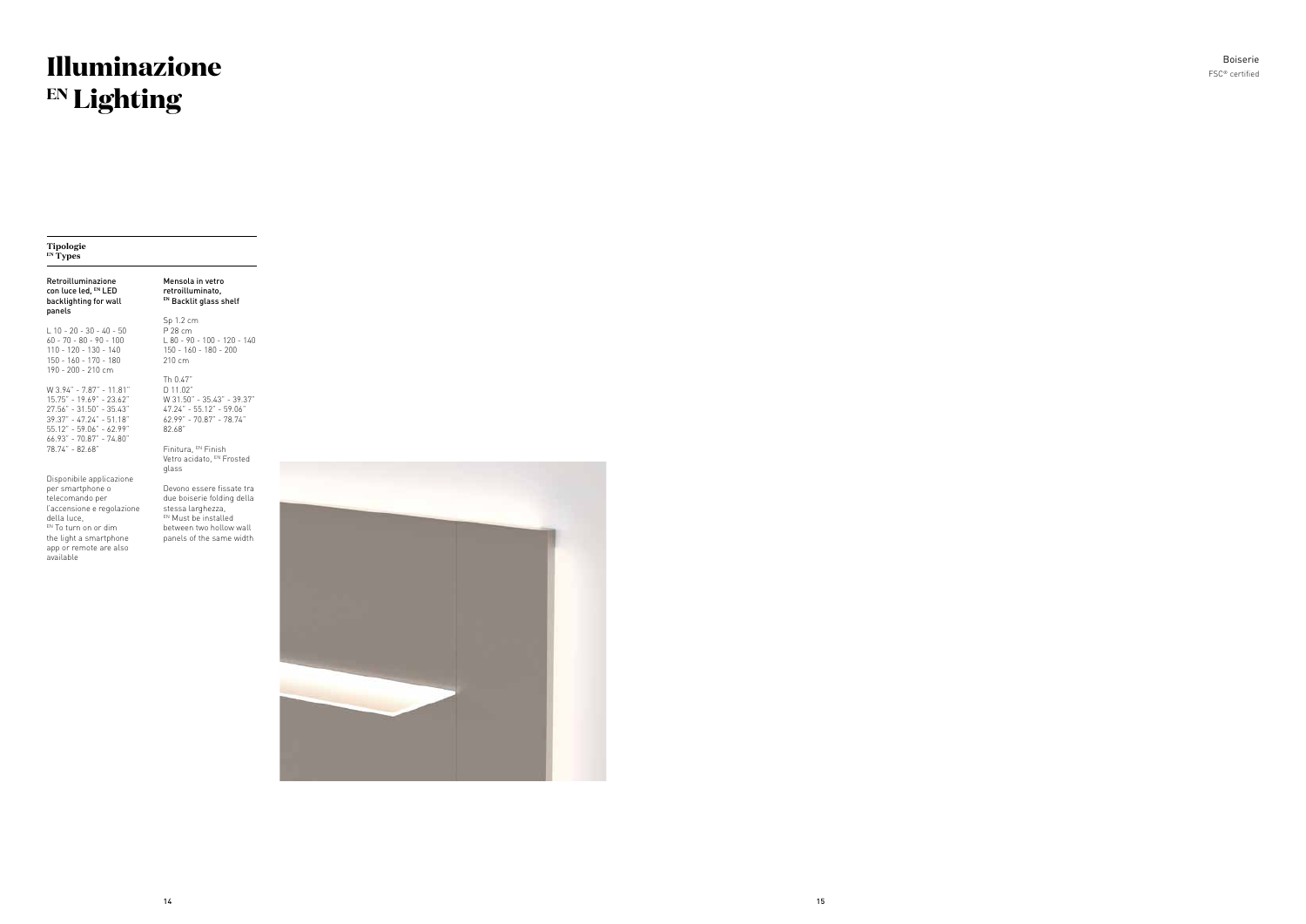# Illuminazione
# EN Lighting

Boiserie
FSC® certified

**Tipologie**
**EN Types**

**Retroilluminazione con luce led, EN LED backlighting for wall panels**

L 10 - 20 - 30 - 40 - 50
60 - 70 - 80 - 90 - 100
110 - 120 - 130 - 140
150 - 160 - 170 - 180
190 - 200 - 210 cm

W 3.94" - 7.87" - 11.81"
15.75" - 19.69" - 23.62"
27.56" - 31.50" - 35.43"
39.37" - 47.24" - 51.18"
55.12" - 59.06" - 62.99"
66.93" - 70.87" - 74.80"
78.74" - 82.68"

Disponibile applicazione per smartphone o telecomando per l'accensione e regolazione della luce,
EN To turn on or dim the light a smartphone app or remote are also available

**Mensola in vetro retroilluminato, EN Backlit glass shelf**

Sp 1.2 cm
P 28 cm
L 80 - 90 - 100 - 120 - 140
150 - 160 - 180 - 200
210 cm

Th 0.47"
D 11.02"
W 31.50" - 35.43" - 39.37"
47.24" - 55.12" - 59.06"
62.99" - 70.87" - 78.74"
82.68"

Finitura, EN Finish
Vetro acidato, EN Frosted glass

Devono essere fissate tra due boiserie folding della stessa larghezza,
EN Must be installed between two hollow wall panels of the same width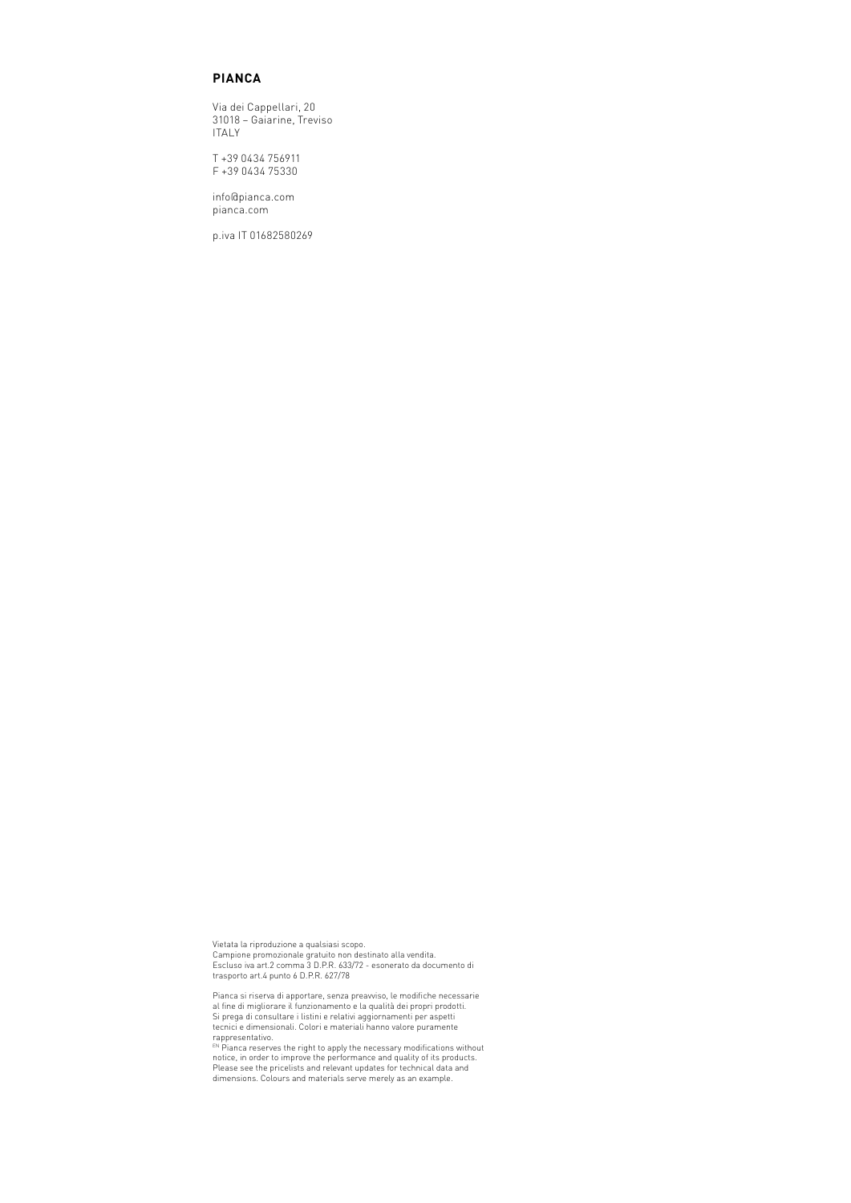**PIANCA**

Via dei Cappellari, 20
31018 – Gaiarine, Treviso
ITALY

T +39 0434 756911
F +39 0434 75330

info@pianca.com
pianca.com

p.iva IT 01682580269

Vietata la riproduzione a qualsiasi scopo.
Campione promozionale gratuito non destinato alla vendita.
Escluso iva art.2 comma 3 D.P.R. 633/72 - esonerato da documento di trasporto art.4 punto 6 D.P.R. 627/78

Pianca si riserva di apportare, senza preavviso, le modifiche necessarie al fine di migliorare il funzionamento e la qualità dei propri prodotti. Si prega di consultare i listini e relativi aggiornamenti per aspetti tecnici e dimensionali. Colori e materiali hanno valore puramente rappresentativo.

EN Pianca reserves the right to apply the necessary modifications without notice, in order to improve the performance and quality of its products. Please see the pricelists and relevant updates for technical data and dimensions. Colours and materials serve merely as an example.